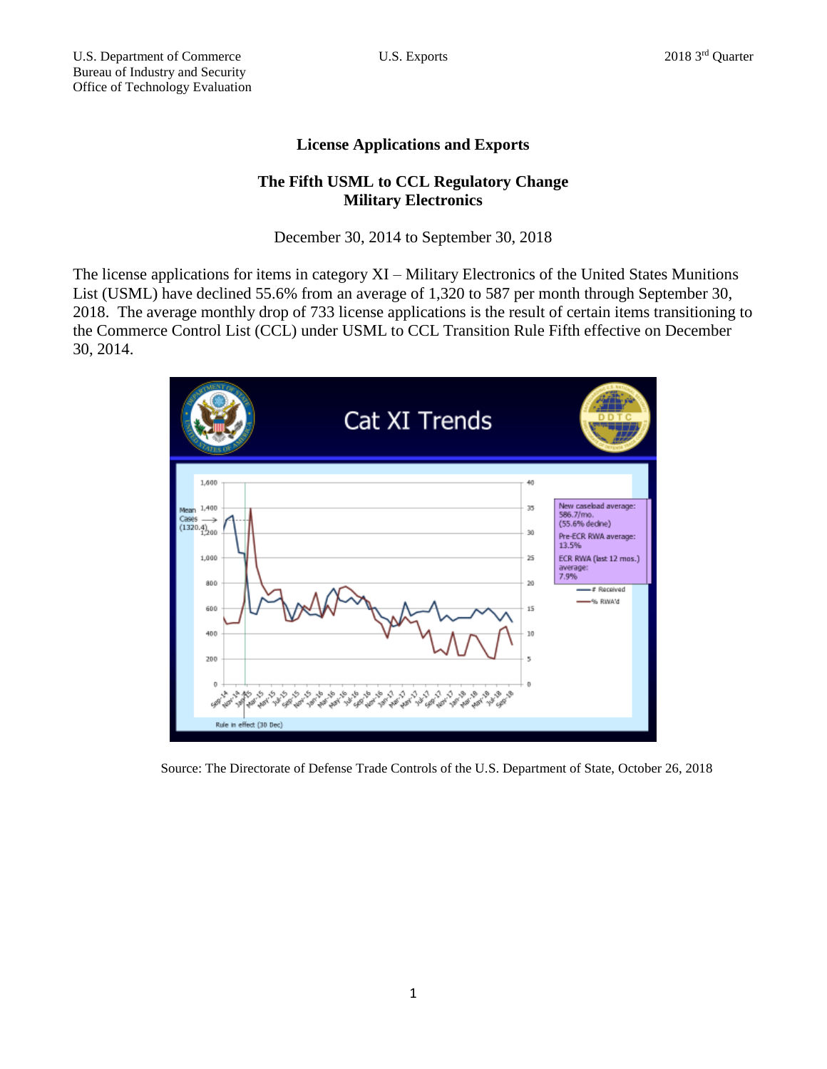U.S. Department of Commerce
Bureau of Industry and Security
Office of Technology Evaluation

U.S. Exports

2018 3rd Quarter

## License Applications and Exports

### The Fifth USML to CCL Regulatory Change
### Military Electronics

December 30, 2014 to September 30, 2018

The license applications for items in category XI – Military Electronics of the United States Munitions List (USML) have declined 55.6% from an average of 1,320 to 587 per month through September 30, 2018. The average monthly drop of 733 license applications is the result of certain items transitioning to the Commerce Control List (CCL) under USML to CCL Transition Rule Fifth effective on December 30, 2014.

Source: The Directorate of Defense Trade Controls of the U.S. Department of State, October 26, 2018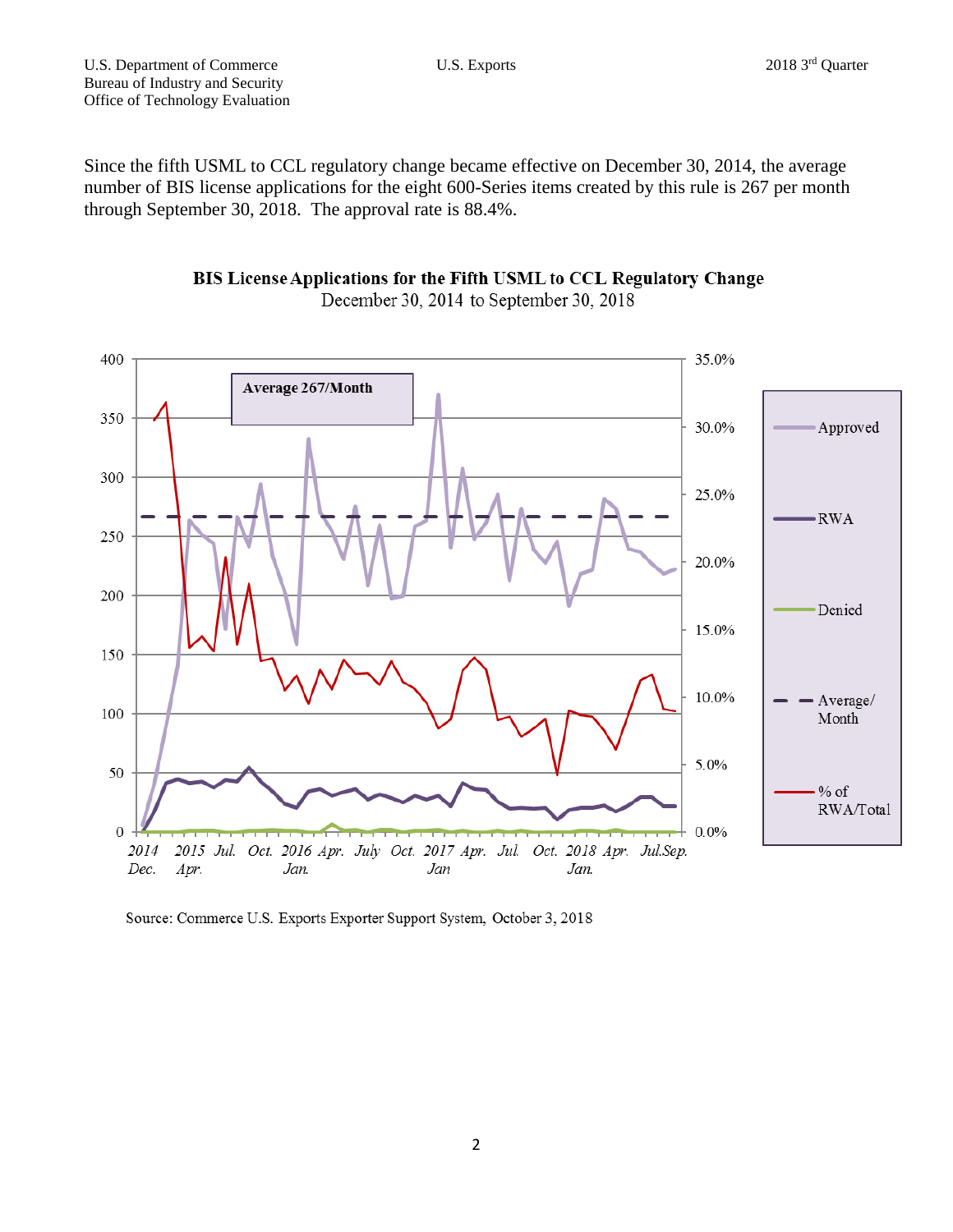Since the fifth USML to CCL regulatory change became effective on December 30, 2014, the average number of BIS license applications for the eight 600-Series items created by this rule is 267 per month through September 30, 2018. The approval rate is 88.4%.

**BIS License Applications for the Fifth USML to CCL Regulatory Change**
December 30, 2014 to September 30, 2018

Average 267/Month

Approved
RWA
Denied
Average/ Month
% of RWA/Total

Source: Commerce U.S. Exports Exporter Support System, October 3, 2018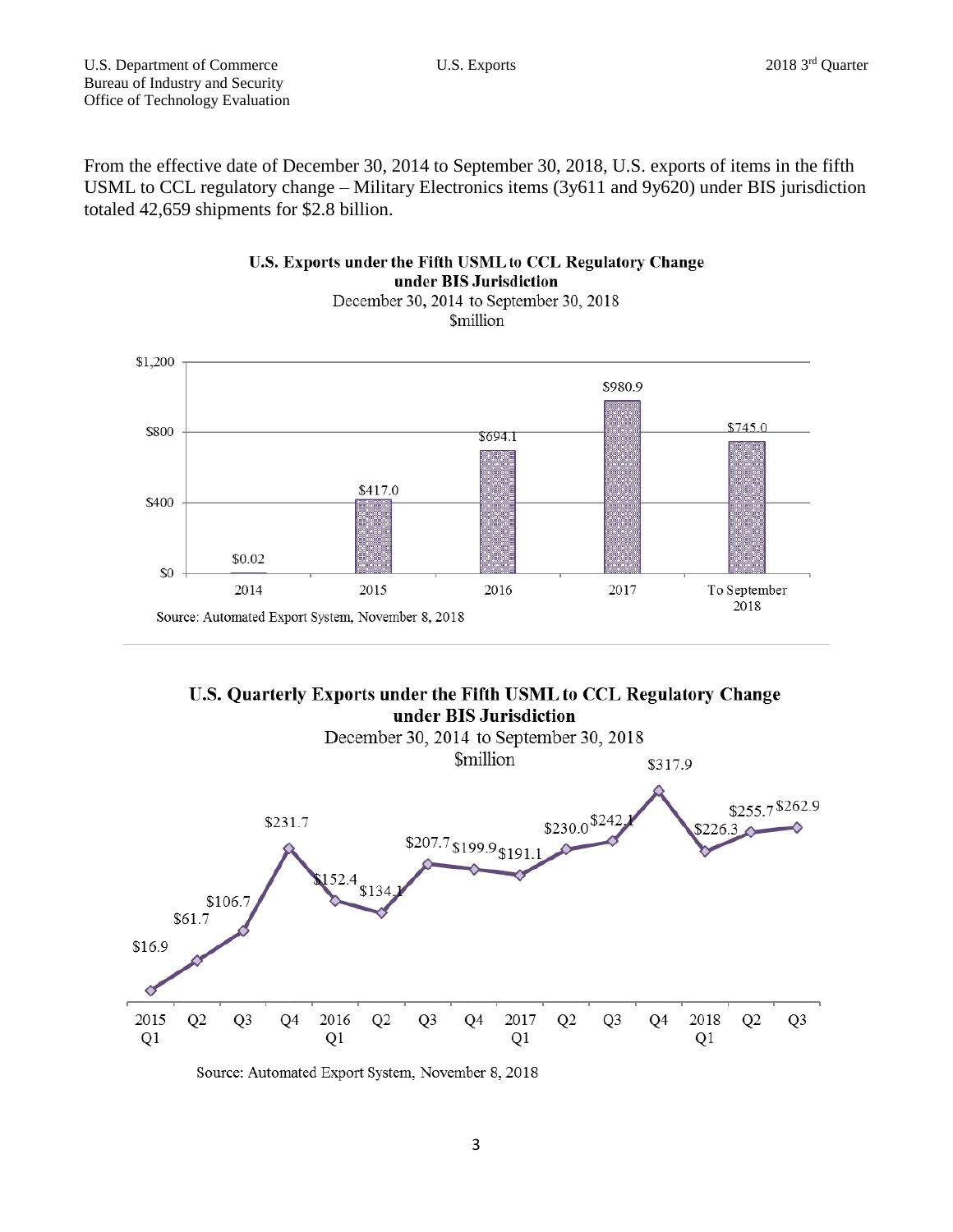From the effective date of December 30, 2014 to September 30, 2018, U.S. exports of items in the fifth USML to CCL regulatory change – Military Electronics items (3y611 and 9y620) under BIS jurisdiction totaled 42,659 shipments for $2.8 billion.

**U.S. Exports under the Fifth USML to CCL Regulatory Change under BIS Jurisdiction**

December 30, 2014 to September 30, 2018

$million

| Year | $million |
| --- | --- |
| 2014 | $0.02 |
| 2015 | $417.0 |
| 2016 | $694.1 |
| 2017 | $980.9 |
| To September 2018 | $745.0 |

Source: Automated Export System, November 8, 2018

**U.S. Quarterly Exports under the Fifth USML to CCL Regulatory Change under BIS Jurisdiction**

December 30, 2014 to September 30, 2018

$million

| Quarter | $million |
| --- | --- |
| 2015 Q1 | $16.9 |
| Q2 | $61.7 |
| Q3 | $106.7 |
| Q4 | $231.7 |
| 2016 Q1 | $152.4 |
| Q2 | $134.1 |
| Q3 | $207.7 |
| Q4 | $199.9 |
| 2017 Q1 | $191.1 |
| Q2 | $230.0 |
| Q3 | $242.1 |
| Q4 | $317.9 |
| 2018 Q1 | $226.3 |
| Q2 | $255.7 |
| Q3 | $262.9 |

Source: Automated Export System, November 8, 2018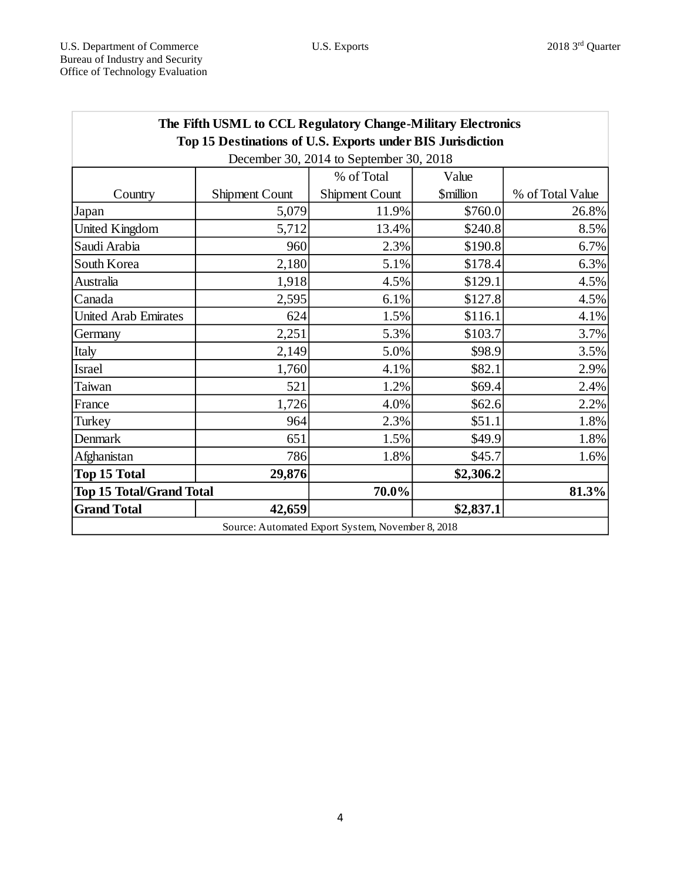**The Fifth USML to CCL Regulatory Change-Military Electronics**
**Top 15 Destinations of U.S. Exports under BIS Jurisdiction**
December 30, 2014 to September 30, 2018

| Country | Shipment Count | % of Total Shipment Count | Value $million | % of Total Value |
|---|---|---|---|---|
| Japan | 5,079 | 11.9% | $760.0 | 26.8% |
| United Kingdom | 5,712 | 13.4% | $240.8 | 8.5% |
| Saudi Arabia | 960 | 2.3% | $190.8 | 6.7% |
| South Korea | 2,180 | 5.1% | $178.4 | 6.3% |
| Australia | 1,918 | 4.5% | $129.1 | 4.5% |
| Canada | 2,595 | 6.1% | $127.8 | 4.5% |
| United Arab Emirates | 624 | 1.5% | $116.1 | 4.1% |
| Germany | 2,251 | 5.3% | $103.7 | 3.7% |
| Italy | 2,149 | 5.0% | $98.9 | 3.5% |
| Israel | 1,760 | 4.1% | $82.1 | 2.9% |
| Taiwan | 521 | 1.2% | $69.4 | 2.4% |
| France | 1,726 | 4.0% | $62.6 | 2.2% |
| Turkey | 964 | 2.3% | $51.1 | 1.8% |
| Denmark | 651 | 1.5% | $49.9 | 1.8% |
| Afghanistan | 786 | 1.8% | $45.7 | 1.6% |
| **Top 15 Total** | **29,876** | | **$2,306.2** | |
| **Top 15 Total/Grand Total** | | **70.0%** | | **81.3%** |
| **Grand Total** | **42,659** | | **$2,837.1** | |

Source: Automated Export System, November 8, 2018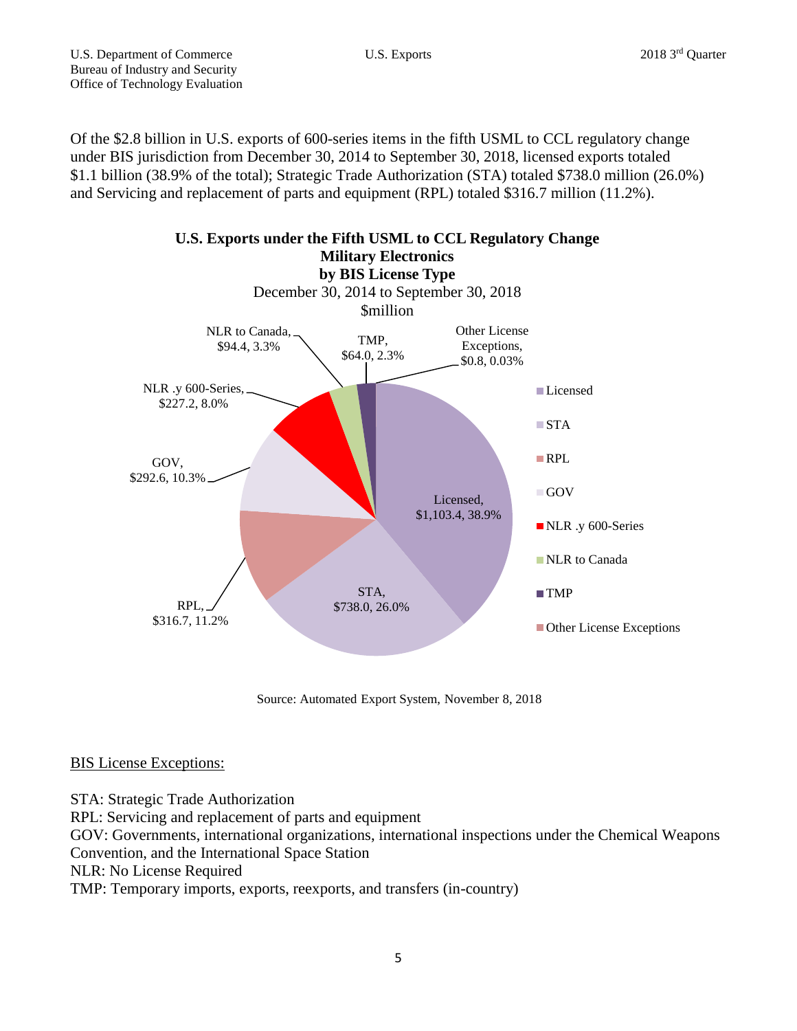Of the $2.8 billion in U.S. exports of 600-series items in the fifth USML to CCL regulatory change under BIS jurisdiction from December 30, 2014 to September 30, 2018, licensed exports totaled $1.1 billion (38.9% of the total); Strategic Trade Authorization (STA) totaled $738.0 million (26.0%) and Servicing and replacement of parts and equipment (RPL) totaled $316.7 million (11.2%).

**U.S. Exports under the Fifth USML to CCL Regulatory Change**
**Military Electronics**
**by BIS License Type**
December 30, 2014 to September 30, 2018
$million

Licensed, $1,103.4, 38.9%
STA, $738.0, 26.0%
RPL, $316.7, 11.2%
GOV, $292.6, 10.3%
NLR .y 600-Series, $227.2, 8.0%
NLR to Canada, $94.4, 3.3%
TMP, $64.0, 2.3%
Other License Exceptions, $0.8, 0.03%

Licensed
STA
RPL
GOV
NLR .y 600-Series
NLR to Canada
TMP
Other License Exceptions

Source: Automated Export System, November 8, 2018

<u>BIS License Exceptions:</u>

STA: Strategic Trade Authorization
RPL: Servicing and replacement of parts and equipment
GOV: Governments, international organizations, international inspections under the Chemical Weapons Convention, and the International Space Station
NLR: No License Required
TMP: Temporary imports, exports, reexports, and transfers (in-country)